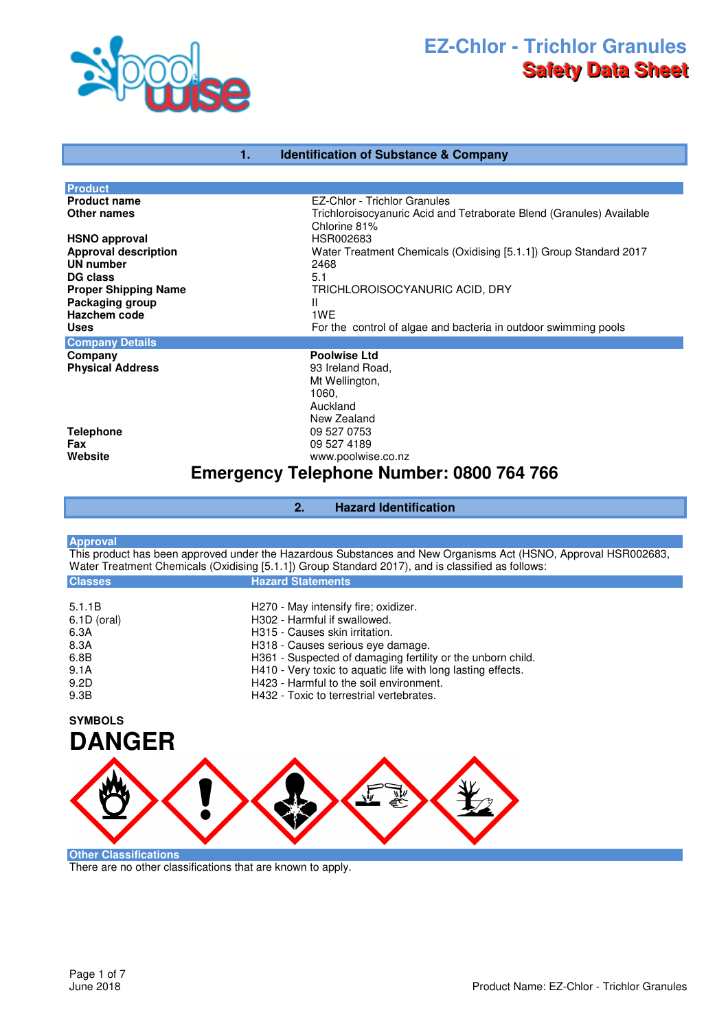# EZ-Chlor - Trichlor Granules
## Safety Data Sheet

## 1. Identification of Substance & Company

### Product

| | |
|---|---|
| **Product name** | EZ-Chlor - Trichlor Granules |
| **Other names** | Trichloroisocyanuric Acid and Tetraborate Blend (Granules) Available Chlorine 81% |
| **HSNO approval** | HSR002683 |
| **Approval description** | Water Treatment Chemicals (Oxidising [5.1.1]) Group Standard 2017 |
| **UN number** | 2468 |
| **DG class** | 5.1 |
| **Proper Shipping Name** | TRICHLOROISOCYANURIC ACID, DRY |
| **Packaging group** | II |
| **Hazchem code** | 1WE |
| **Uses** | For the control of algae and bacteria in outdoor swimming pools |

### Company Details

| | |
|---|---|
| **Company** | **Poolwise Ltd** |
| **Physical Address** | 93 Ireland Road, Mt Wellington, 1060, Auckland New Zealand |
| **Telephone** | 09 527 0753 |
| **Fax** | 09 527 4189 |
| **Website** | www.poolwise.co.nz |

**Emergency Telephone Number: 0800 764 766**

## 2. Hazard Identification

### Approval

This product has been approved under the Hazardous Substances and New Organisms Act (HSNO, Approval HSR002683, Water Treatment Chemicals (Oxidising [5.1.1]) Group Standard 2017), and is classified as follows:

| Classes | Hazard Statements |
|---|---|
| 5.1.1B | H270 - May intensify fire; oxidizer. |
| 6.1D (oral) | H302 - Harmful if swallowed. |
| 6.3A | H315 - Causes skin irritation. |
| 8.3A | H318 - Causes serious eye damage. |
| 6.8B | H361 - Suspected of damaging fertility or the unborn child. |
| 9.1A | H410 - Very toxic to aquatic life with long lasting effects. |
| 9.2D | H423 - Harmful to the soil environment. |
| 9.3B | H432 - Toxic to terrestrial vertebrates. |

**SYMBOLS**

# DANGER

### Other Classifications

There are no other classifications that are known to apply.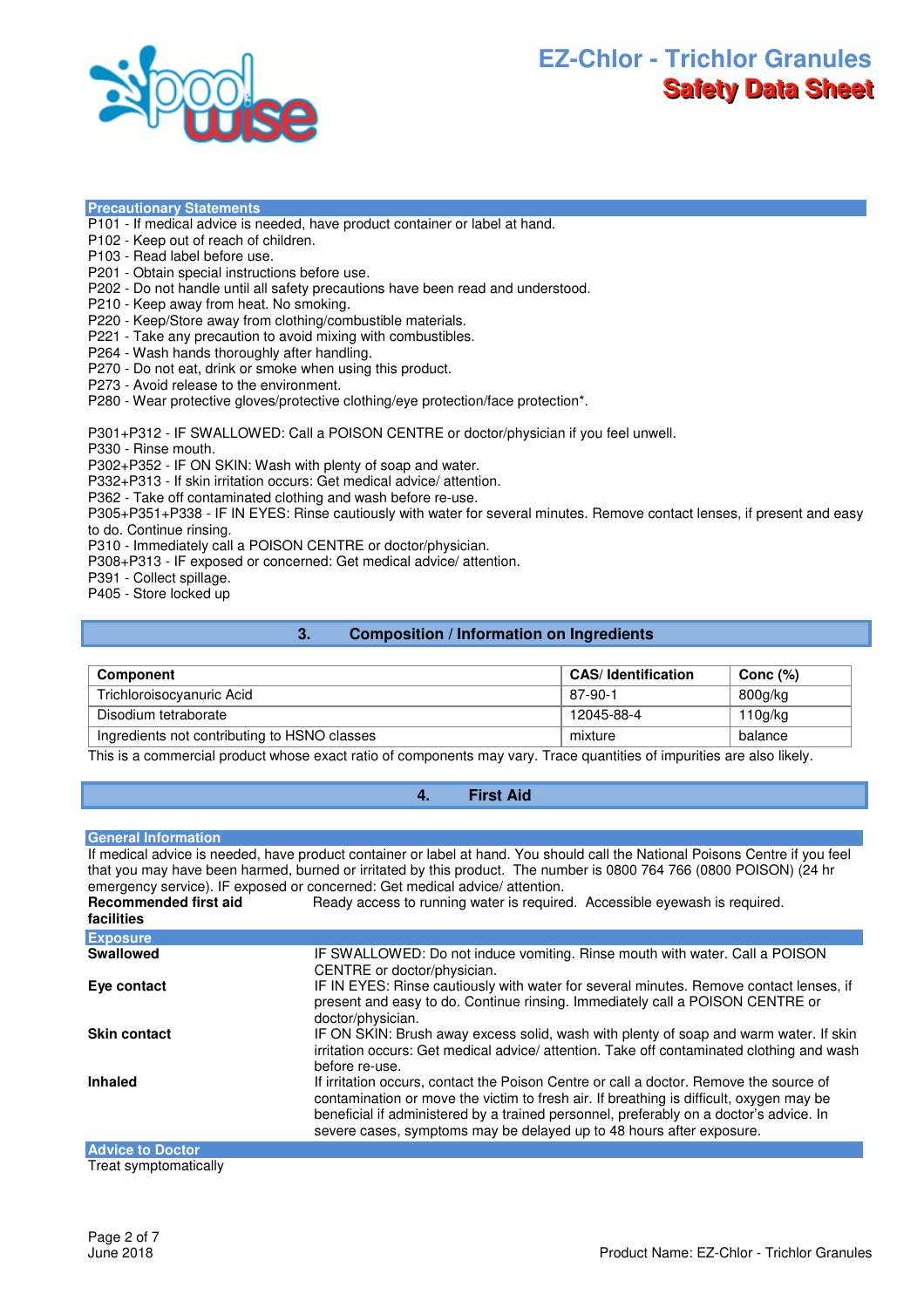### Precautionary Statements

P101 - If medical advice is needed, have product container or label at hand.
P102 - Keep out of reach of children.
P103 - Read label before use.
P201 - Obtain special instructions before use.
P202 - Do not handle until all safety precautions have been read and understood.
P210 - Keep away from heat. No smoking.
P220 - Keep/Store away from clothing/combustible materials.
P221 - Take any precaution to avoid mixing with combustibles.
P264 - Wash hands thoroughly after handling.
P270 - Do not eat, drink or smoke when using this product.
P273 - Avoid release to the environment.
P280 - Wear protective gloves/protective clothing/eye protection/face protection*.

P301+P312 - IF SWALLOWED: Call a POISON CENTRE or doctor/physician if you feel unwell.
P330 - Rinse mouth.
P302+P352 - IF ON SKIN: Wash with plenty of soap and water.
P332+P313 - If skin irritation occurs: Get medical advice/ attention.
P362 - Take off contaminated clothing and wash before re-use.
P305+P351+P338 - IF IN EYES: Rinse cautiously with water for several minutes. Remove contact lenses, if present and easy to do. Continue rinsing.
P310 - Immediately call a POISON CENTRE or doctor/physician.
P308+P313 - IF exposed or concerned: Get medical advice/ attention.
P391 - Collect spillage.
P405 - Store locked up

## 3. Composition / Information on Ingredients

| Component | CAS/ Identification | Conc (%) |
|---|---|---|
| Trichloroisocyanuric Acid | 87-90-1 | 800g/kg |
| Disodium tetraborate | 12045-88-4 | 110g/kg |
| Ingredients not contributing to HSNO classes | mixture | balance |

This is a commercial product whose exact ratio of components may vary. Trace quantities of impurities are also likely.

## 4. First Aid

### General Information

If medical advice is needed, have product container or label at hand. You should call the National Poisons Centre if you feel that you may have been harmed, burned or irritated by this product. The number is 0800 764 766 (0800 POISON) (24 hr emergency service). IF exposed or concerned: Get medical advice/ attention.

**Recommended first aid facilities** Ready access to running water is required. Accessible eyewash is required.

### Exposure

**Swallowed** IF SWALLOWED: Do not induce vomiting. Rinse mouth with water. Call a POISON CENTRE or doctor/physician.

**Eye contact** IF IN EYES: Rinse cautiously with water for several minutes. Remove contact lenses, if present and easy to do. Continue rinsing. Immediately call a POISON CENTRE or doctor/physician.

**Skin contact** IF ON SKIN: Brush away excess solid, wash with plenty of soap and warm water. If skin irritation occurs: Get medical advice/ attention. Take off contaminated clothing and wash before re-use.

**Inhaled** If irritation occurs, contact the Poison Centre or call a doctor. Remove the source of contamination or move the victim to fresh air. If breathing is difficult, oxygen may be beneficial if administered by a trained personnel, preferably on a doctor's advice. In severe cases, symptoms may be delayed up to 48 hours after exposure.

### Advice to Doctor

Treat symptomatically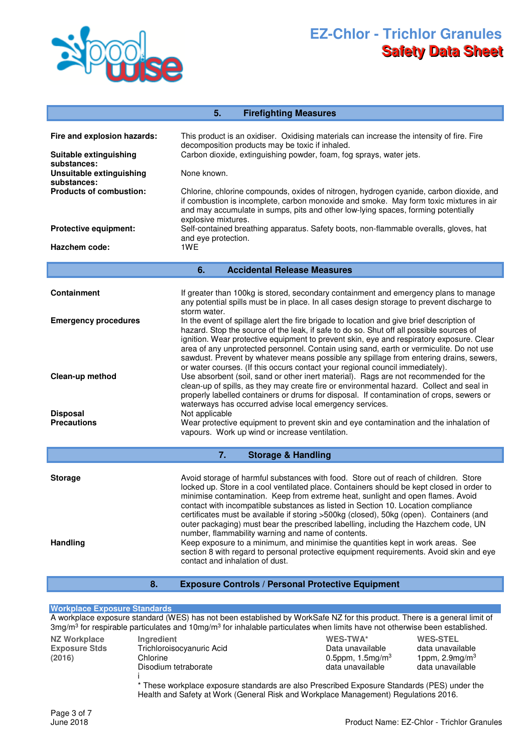## 5. Firefighting Measures

| | |
|---|---|
| **Fire and explosion hazards:** | This product is an oxidiser. Oxidising materials can increase the intensity of fire. Fire decomposition products may be toxic if inhaled. |
| **Suitable extinguishing substances:** | Carbon dioxide, extinguishing powder, foam, fog sprays, water jets. |
| **Unsuitable extinguishing substances:** | None known. |
| **Products of combustion:** | Chlorine, chlorine compounds, oxides of nitrogen, hydrogen cyanide, carbon dioxide, and if combustion is incomplete, carbon monoxide and smoke. May form toxic mixtures in air and may accumulate in sumps, pits and other low-lying spaces, forming potentially explosive mixtures. |
| **Protective equipment:** | Self-contained breathing apparatus. Safety boots, non-flammable overalls, gloves, hat and eye protection. |
| **Hazchem code:** | 1WE |

## 6. Accidental Release Measures

| | |
|---|---|
| **Containment** | If greater than 100kg is stored, secondary containment and emergency plans to manage any potential spills must be in place. In all cases design storage to prevent discharge to storm water. |
| **Emergency procedures** | In the event of spillage alert the fire brigade to location and give brief description of hazard. Stop the source of the leak, if safe to do so. Shut off all possible sources of ignition. Wear protective equipment to prevent skin, eye and respiratory exposure. Clear area of any unprotected personnel. Contain using sand, earth or vermiculite. Do not use sawdust. Prevent by whatever means possible any spillage from entering drains, sewers, or water courses. (If this occurs contact your regional council immediately). |
| **Clean-up method** | Use absorbent (soil, sand or other inert material). Rags are not recommended for the clean-up of spills, as they may create fire or environmental hazard. Collect and seal in properly labelled containers or drums for disposal. If contamination of crops, sewers or waterways has occurred advise local emergency services. |
| **Disposal** | Not applicable |
| **Precautions** | Wear protective equipment to prevent skin and eye contamination and the inhalation of vapours. Work up wind or increase ventilation. |

## 7. Storage & Handling

| | |
|---|---|
| **Storage** | Avoid storage of harmful substances with food. Store out of reach of children. Store locked up. Store in a cool ventilated place. Containers should be kept closed in order to minimise contamination. Keep from extreme heat, sunlight and open flames. Avoid contact with incompatible substances as listed in Section 10. Location compliance certificates must be available if storing >500kg (closed), 50kg (open). Containers (and outer packaging) must bear the prescribed labelling, including the Hazchem code, UN number, flammability warning and name of contents. |
| **Handling** | Keep exposure to a minimum, and minimise the quantities kept in work areas. See section 8 with regard to personal protective equipment requirements. Avoid skin and eye contact and inhalation of dust. |

## 8. Exposure Controls / Personal Protective Equipment

**Workplace Exposure Standards**

A workplace exposure standard (WES) has not been established by WorkSafe NZ for this product. There is a general limit of 3mg/m$^3$ for respirable particulates and 10mg/m$^3$ for inhalable particulates when limits have not otherwise been established.

| NZ Workplace Exposure Stds (2016) | Ingredient | WES-TWA* | WES-STEL |
|---|---|---|---|
| | Trichloroisocyanuric Acid | Data unavailable | data unavailable |
| | Chlorine | 0.5ppm, 1.5mg/m$^3$ | 1ppm, 2.9mg/m$^3$ |
| | Disodium tetraborate | data unavailable | data unavailable |
| | i | | |

\* These workplace exposure standards are also Prescribed Exposure Standards (PES) under the Health and Safety at Work (General Risk and Workplace Management) Regulations 2016.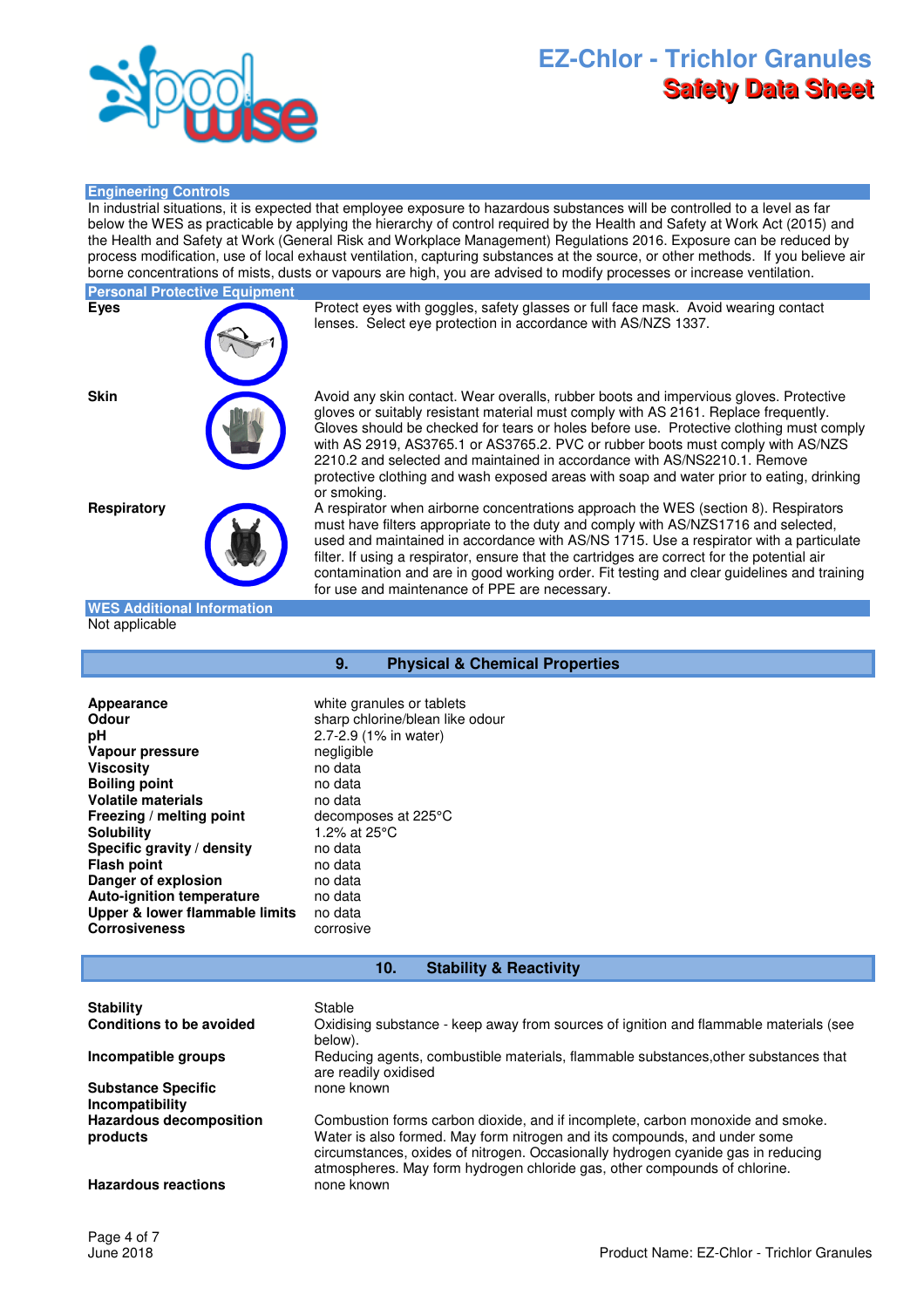### Engineering Controls

In industrial situations, it is expected that employee exposure to hazardous substances will be controlled to a level as far below the WES as practicable by applying the hierarchy of control required by the Health and Safety at Work Act (2015) and the Health and Safety at Work (General Risk and Workplace Management) Regulations 2016. Exposure can be reduced by process modification, use of local exhaust ventilation, capturing substances at the source, or other methods. If you believe air borne concentrations of mists, dusts or vapours are high, you are advised to modify processes or increase ventilation.

### Personal Protective Equipment

**Eyes**

Protect eyes with goggles, safety glasses or full face mask. Avoid wearing contact lenses. Select eye protection in accordance with AS/NZS 1337.

**Skin**

Avoid any skin contact. Wear overalls, rubber boots and impervious gloves. Protective gloves or suitably resistant material must comply with AS 2161. Replace frequently. Gloves should be checked for tears or holes before use. Protective clothing must comply with AS 2919, AS3765.1 or AS3765.2. PVC or rubber boots must comply with AS/NZS 2210.2 and selected and maintained in accordance with AS/NS2210.1. Remove protective clothing and wash exposed areas with soap and water prior to eating, drinking or smoking.

**Respiratory**

A respirator when airborne concentrations approach the WES (section 8). Respirators must have filters appropriate to the duty and comply with AS/NZS1716 and selected, used and maintained in accordance with AS/NS 1715. Use a respirator with a particulate filter. If using a respirator, ensure that the cartridges are correct for the potential air contamination and are in good working order. Fit testing and clear guidelines and training for use and maintenance of PPE are necessary.

### WES Additional Information

Not applicable

## 9. Physical & Chemical Properties

| | |
|---|---|
| **Appearance** | white granules or tablets |
| **Odour** | sharp chlorine/blean like odour |
| **pH** | 2.7-2.9 (1% in water) |
| **Vapour pressure** | negligible |
| **Viscosity** | no data |
| **Boiling point** | no data |
| **Volatile materials** | no data |
| **Freezing / melting point** | decomposes at 225°C |
| **Solubility** | 1.2% at 25°C |
| **Specific gravity / density** | no data |
| **Flash point** | no data |
| **Danger of explosion** | no data |
| **Auto-ignition temperature** | no data |
| **Upper & lower flammable limits** | no data |
| **Corrosiveness** | corrosive |

## 10. Stability & Reactivity

| | |
|---|---|
| **Stability** | Stable |
| **Conditions to be avoided** | Oxidising substance - keep away from sources of ignition and flammable materials (see below). |
| **Incompatible groups** | Reducing agents, combustible materials, flammable substances,other substances that are readily oxidised |
| **Substance Specific Incompatibility** | none known |
| **Hazardous decomposition products** | Combustion forms carbon dioxide, and if incomplete, carbon monoxide and smoke. Water is also formed. May form nitrogen and its compounds, and under some circumstances, oxides of nitrogen. Occasionally hydrogen cyanide gas in reducing atmospheres. May form hydrogen chloride gas, other compounds of chlorine. |
| **Hazardous reactions** | none known |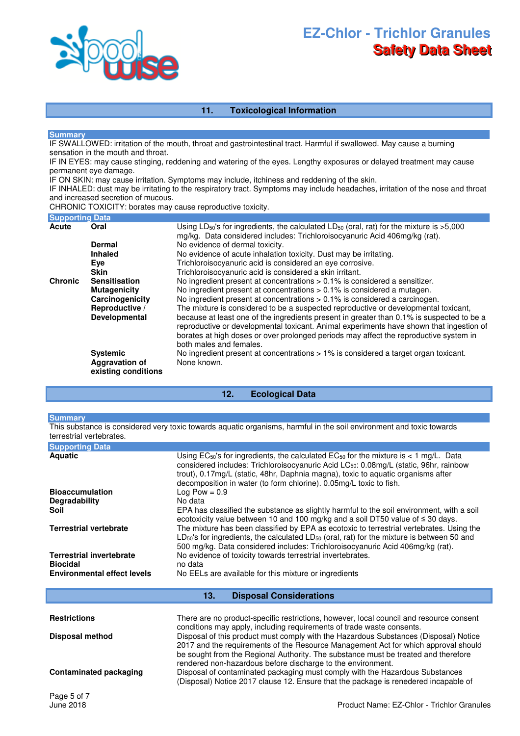## 11. Toxicological Information

### Summary

IF SWALLOWED: irritation of the mouth, throat and gastrointestinal tract. Harmful if swallowed. May cause a burning sensation in the mouth and throat.
IF IN EYES: may cause stinging, reddening and watering of the eyes. Lengthy exposures or delayed treatment may cause permanent eye damage.
IF ON SKIN: may cause irritation. Symptoms may include, itchiness and reddening of the skin.
IF INHALED: dust may be irritating to the respiratory tract. Symptoms may include headaches, irritation of the nose and throat and increased secretion of mucous.
CHRONIC TOXICITY: borates may cause reproductive toxicity.

### Supporting Data

| | | |
|---|---|---|
| **Acute** | **Oral** | Using $LD_{50}$'s for ingredients, the calculated $LD_{50}$ (oral, rat) for the mixture is >5,000 mg/kg. Data considered includes: Trichloroisocyanuric Acid 406mg/kg (rat). |
| | **Dermal** | No evidence of dermal toxicity. |
| | **Inhaled** | No evidence of acute inhalation toxicity. Dust may be irritating. |
| | **Eye** | Trichloroisocyanuric acid is considered an eye corrosive. |
| | **Skin** | Trichloroisocyanuric acid is considered a skin irritant. |
| **Chronic** | **Sensitisation** | No ingredient present at concentrations > 0.1% is considered a sensitizer. |
| | **Mutagenicity** | No ingredient present at concentrations > 0.1% is considered a mutagen. |
| | **Carcinogenicity** | No ingredient present at concentrations > 0.1% is considered a carcinogen. |
| | **Reproductive / Developmental** | The mixture is considered to be a suspected reproductive or developmental toxicant, because at least one of the ingredients present in greater than 0.1% is suspected to be a reproductive or developmental toxicant. Animal experiments have shown that ingestion of borates at high doses or over prolonged periods may affect the reproductive system in both males and females. |
| | **Systemic** | No ingredient present at concentrations > 1% is considered a target organ toxicant. |
| | **Aggravation of existing conditions** | None known. |

## 12. Ecological Data

### Summary

This substance is considered very toxic towards aquatic organisms, harmful in the soil environment and toxic towards terrestrial vertebrates.

### Supporting Data

| | |
|---|---|
| **Aquatic** | Using $EC_{50}$'s for ingredients, the calculated $EC_{50}$ for the mixture is < 1 mg/L. Data considered includes: Trichloroisocyanuric Acid $LC_{50}$: 0.08mg/L (static, 96hr, rainbow trout), 0.17mg/L (static, 48hr, Daphnia magna), toxic to aquatic organisms after decomposition in water (to form chlorine). 0.05mg/L toxic to fish. |
| **Bioaccumulation** | Log Pow = 0.9 |
| **Degradability** | No data |
| **Soil** | EPA has classified the substance as slightly harmful to the soil environment, with a soil ecotoxicity value between 10 and 100 mg/kg and a soil DT50 value of ≤ 30 days. |
| **Terrestrial vertebrate** | The mixture has been classified by EPA as ecotoxic to terrestrial vertebrates. Using the $LD_{50}$'s for ingredients, the calculated $LD_{50}$ (oral, rat) for the mixture is between 50 and 500 mg/kg. Data considered includes: Trichloroisocyanuric Acid 406mg/kg (rat). |
| **Terrestrial invertebrate** | No evidence of toxicity towards terrestrial invertebrates. |
| **Biocidal** | no data |
| **Environmental effect levels** | No EELs are available for this mixture or ingredients |

## 13. Disposal Considerations

| | |
|---|---|
| **Restrictions** | There are no product-specific restrictions, however, local council and resource consent conditions may apply, including requirements of trade waste consents. |
| **Disposal method** | Disposal of this product must comply with the Hazardous Substances (Disposal) Notice 2017 and the requirements of the Resource Management Act for which approval should be sought from the Regional Authority. The substance must be treated and therefore rendered non-hazardous before discharge to the environment. |
| **Contaminated packaging** | Disposal of contaminated packaging must comply with the Hazardous Substances (Disposal) Notice 2017 clause 12. Ensure that the package is renedered incapable of |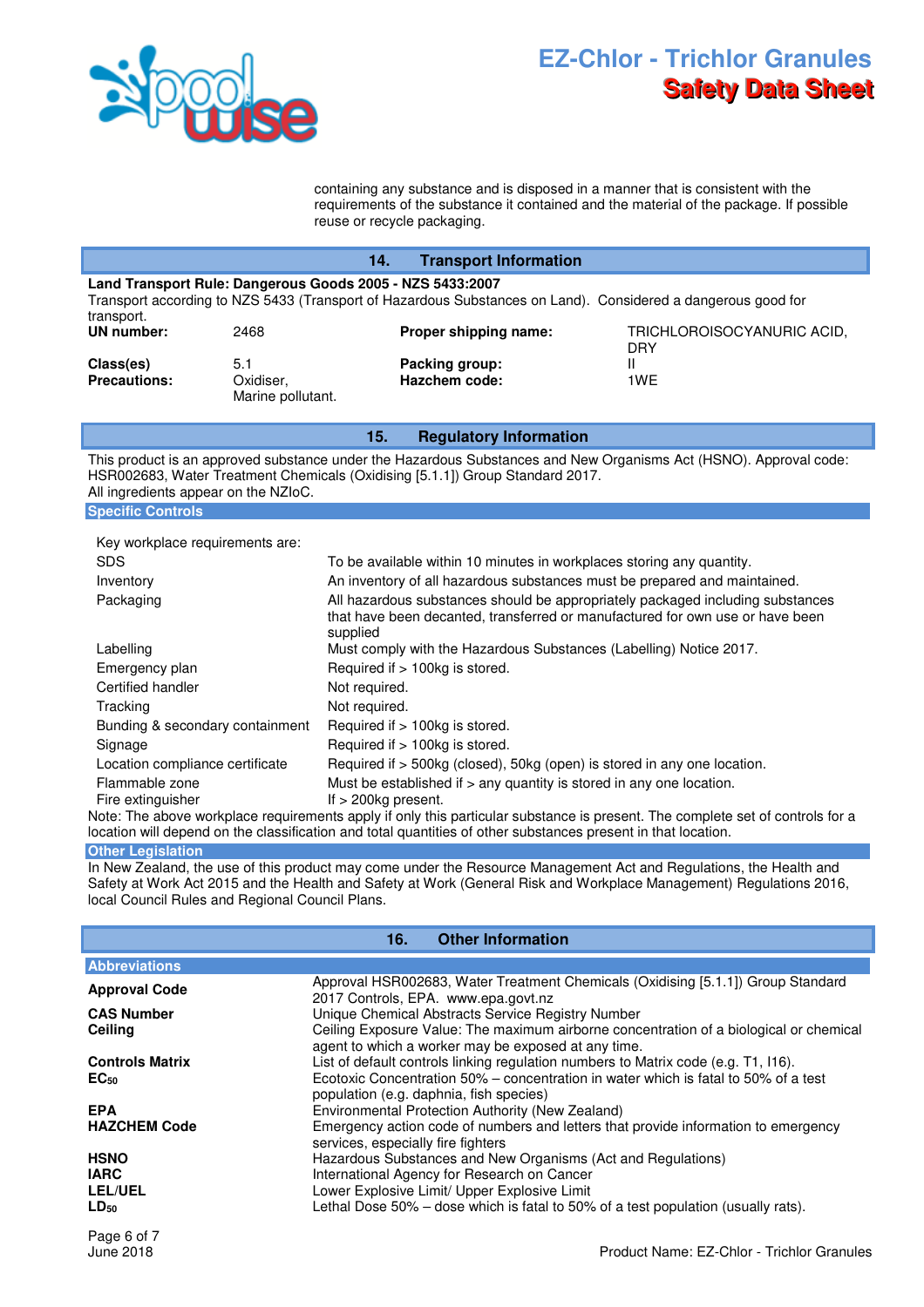containing any substance and is disposed in a manner that is consistent with the requirements of the substance it contained and the material of the package. If possible reuse or recycle packaging.

## 14. Transport Information

**Land Transport Rule: Dangerous Goods 2005 - NZS 5433:2007**

Transport according to NZS 5433 (Transport of Hazardous Substances on Land). Considered a dangerous good for transport.

| | | | |
|---|---|---|---|
| **UN number:** | 2468 | **Proper shipping name:** | TRICHLOROISOCYANURIC ACID, DRY |
| **Class(es)** | 5.1 | **Packing group:** | II |
| **Precautions:** | Oxidiser, Marine pollutant. | **Hazchem code:** | 1WE |

## 15. Regulatory Information

This product is an approved substance under the Hazardous Substances and New Organisms Act (HSNO). Approval code: HSR002683, Water Treatment Chemicals (Oxidising [5.1.1]) Group Standard 2017.
All ingredients appear on the NZIoC.

### Specific Controls

Key workplace requirements are:

| | |
|---|---|
| SDS | To be available within 10 minutes in workplaces storing any quantity. |
| Inventory | An inventory of all hazardous substances must be prepared and maintained. |
| Packaging | All hazardous substances should be appropriately packaged including substances that have been decanted, transferred or manufactured for own use or have been supplied |
| Labelling | Must comply with the Hazardous Substances (Labelling) Notice 2017. |
| Emergency plan | Required if > 100kg is stored. |
| Certified handler | Not required. |
| Tracking | Not required. |
| Bunding & secondary containment | Required if > 100kg is stored. |
| Signage | Required if > 100kg is stored. |
| Location compliance certificate | Required if > 500kg (closed), 50kg (open) is stored in any one location. |
| Flammable zone | Must be established if > any quantity is stored in any one location. |
| Fire extinguisher | If > 200kg present. |

Note: The above workplace requirements apply if only this particular substance is present. The complete set of controls for a location will depend on the classification and total quantities of other substances present in that location.

### Other Legislation

In New Zealand, the use of this product may come under the Resource Management Act and Regulations, the Health and Safety at Work Act 2015 and the Health and Safety at Work (General Risk and Workplace Management) Regulations 2016, local Council Rules and Regional Council Plans.

## 16. Other Information

### Abbreviations

| | |
|---|---|
| **Approval Code** | Approval HSR002683, Water Treatment Chemicals (Oxidising [5.1.1]) Group Standard 2017 Controls, EPA. www.epa.govt.nz |
| **CAS Number** | Unique Chemical Abstracts Service Registry Number |
| **Ceiling** | Ceiling Exposure Value: The maximum airborne concentration of a biological or chemical agent to which a worker may be exposed at any time. |
| **Controls Matrix** | List of default controls linking regulation numbers to Matrix code (e.g. T1, I16). |
| **$EC_{50}$** | Ecotoxic Concentration 50% – concentration in water which is fatal to 50% of a test population (e.g. daphnia, fish species) |
| **EPA** | Environmental Protection Authority (New Zealand) |
| **HAZCHEM Code** | Emergency action code of numbers and letters that provide information to emergency services, especially fire fighters |
| **HSNO** | Hazardous Substances and New Organisms (Act and Regulations) |
| **IARC** | International Agency for Research on Cancer |
| **LEL/UEL** | Lower Explosive Limit/ Upper Explosive Limit |
| **$LD_{50}$** | Lethal Dose 50% – dose which is fatal to 50% of a test population (usually rats). |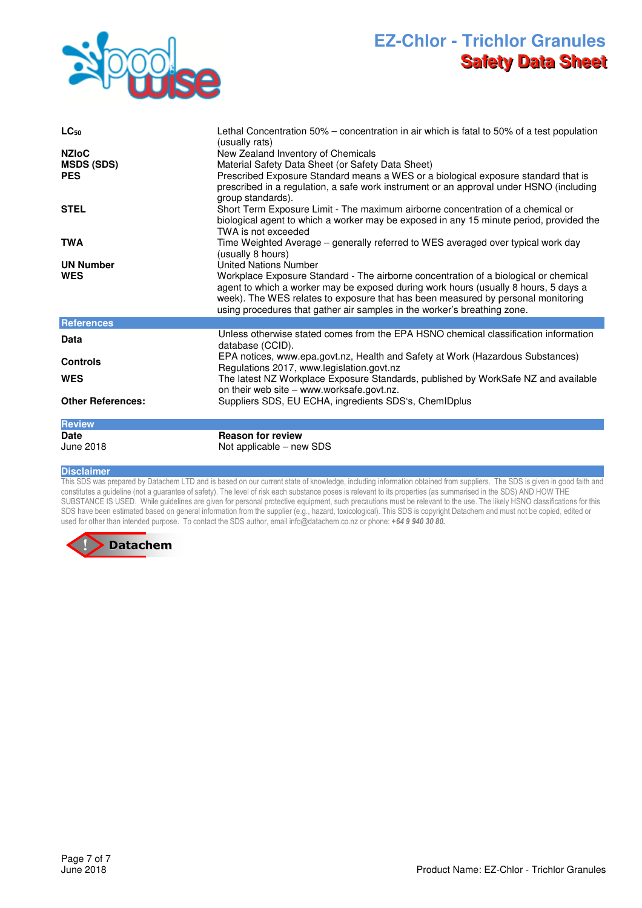| | |
|---|---|
| **$LC_{50}$** | Lethal Concentration 50% – concentration in air which is fatal to 50% of a test population (usually rats) |
| **NZIoC** | New Zealand Inventory of Chemicals |
| **MSDS (SDS)** | Material Safety Data Sheet (or Safety Data Sheet) |
| **PES** | Prescribed Exposure Standard means a WES or a biological exposure standard that is prescribed in a regulation, a safe work instrument or an approval under HSNO (including group standards). |
| **STEL** | Short Term Exposure Limit - The maximum airborne concentration of a chemical or biological agent to which a worker may be exposed in any 15 minute period, provided the TWA is not exceeded |
| **TWA** | Time Weighted Average – generally referred to WES averaged over typical work day (usually 8 hours) |
| **UN Number** | United Nations Number |
| **WES** | Workplace Exposure Standard - The airborne concentration of a biological or chemical agent to which a worker may be exposed during work hours (usually 8 hours, 5 days a week). The WES relates to exposure that has been measured by personal monitoring using procedures that gather air samples in the worker's breathing zone. |

## References

| | |
|---|---|
| **Data** | Unless otherwise stated comes from the EPA HSNO chemical classification information database (CCID). |
| **Controls** | EPA notices, www.epa.govt.nz, Health and Safety at Work (Hazardous Substances) Regulations 2017, www.legislation.govt.nz |
| **WES** | The latest NZ Workplace Exposure Standards, published by WorkSafe NZ and available on their web site – www.worksafe.govt.nz. |
| **Other References:** | Suppliers SDS, EU ECHA, ingredients SDS's, ChemIDplus |

## Review

| **Date** | **Reason for review** |
|---|---|
| June 2018 | Not applicable – new SDS |

## Disclaimer

This SDS was prepared by Datachem LTD and is based on our current state of knowledge, including information obtained from suppliers. The SDS is given in good faith and constitutes a guideline (not a guarantee of safety). The level of risk each substance poses is relevant to its properties (as summarised in the SDS) AND HOW THE SUBSTANCE IS USED. While guidelines are given for personal protective equipment, such precautions must be relevant to the use. The likely HSNO classifications for this SDS have been estimated based on general information from the supplier (e.g., hazard, toxicological). This SDS is copyright Datachem and must not be copied, edited or used for other than intended purpose. To contact the SDS author, email info@datachem.co.nz or phone: ***+64 9 940 30 80.***

Datachem